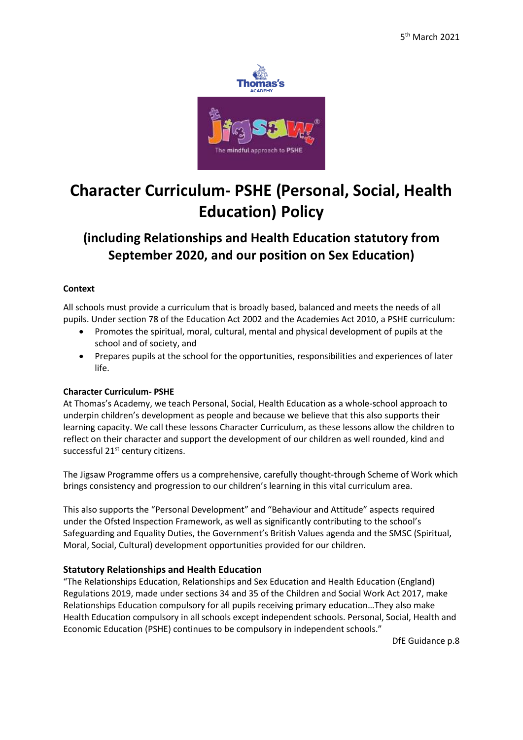5th March 2021

# Character Curriculum- PSHE (Personal, Social, Health Education) Policy

## (including Relationships and Health Education statutory from September 2020, and our position on Sex Education)

**Context**

All schools must provide a curriculum that is broadly based, balanced and meets the needs of all pupils. Under section 78 of the Education Act 2002 and the Academies Act 2010, a PSHE curriculum:

- Promotes the spiritual, moral, cultural, mental and physical development of pupils at the school and of society, and
- Prepares pupils at the school for the opportunities, responsibilities and experiences of later life.

**Character Curriculum- PSHE**

At Thomas's Academy, we teach Personal, Social, Health Education as a whole-school approach to underpin children's development as people and because we believe that this also supports their learning capacity. We call these lessons Character Curriculum, as these lessons allow the children to reflect on their character and support the development of our children as well rounded, kind and successful 21st century citizens.

The Jigsaw Programme offers us a comprehensive, carefully thought-through Scheme of Work which brings consistency and progression to our children's learning in this vital curriculum area.

This also supports the "Personal Development" and "Behaviour and Attitude" aspects required under the Ofsted Inspection Framework, as well as significantly contributing to the school's Safeguarding and Equality Duties, the Government's British Values agenda and the SMSC (Spiritual, Moral, Social, Cultural) development opportunities provided for our children.

### Statutory Relationships and Health Education

"The Relationships Education, Relationships and Sex Education and Health Education (England) Regulations 2019, made under sections 34 and 35 of the Children and Social Work Act 2017, make Relationships Education compulsory for all pupils receiving primary education…They also make Health Education compulsory in all schools except independent schools. Personal, Social, Health and Economic Education (PSHE) continues to be compulsory in independent schools."

DfE Guidance p.8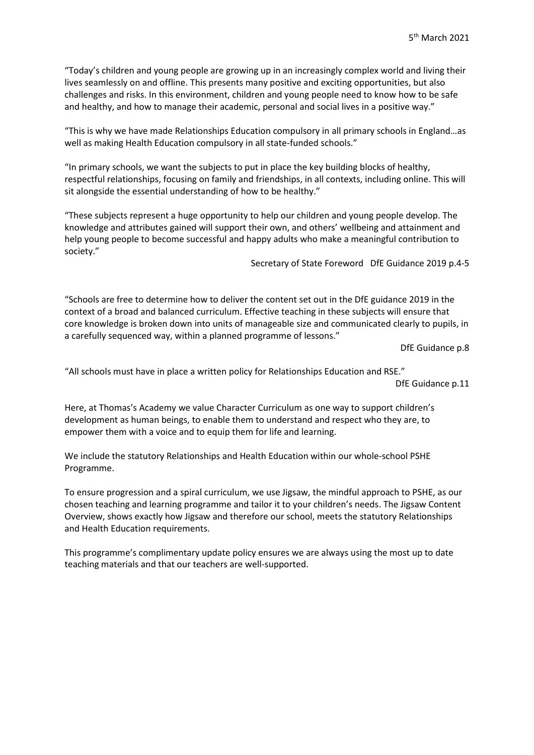5th March 2021

"Today's children and young people are growing up in an increasingly complex world and living their lives seamlessly on and offline. This presents many positive and exciting opportunities, but also challenges and risks. In this environment, children and young people need to know how to be safe and healthy, and how to manage their academic, personal and social lives in a positive way."

"This is why we have made Relationships Education compulsory in all primary schools in England…as well as making Health Education compulsory in all state-funded schools."

"In primary schools, we want the subjects to put in place the key building blocks of healthy, respectful relationships, focusing on family and friendships, in all contexts, including online. This will sit alongside the essential understanding of how to be healthy."

"These subjects represent a huge opportunity to help our children and young people develop. The knowledge and attributes gained will support their own, and others' wellbeing and attainment and help young people to become successful and happy adults who make a meaningful contribution to society."

Secretary of State Foreword DfE Guidance 2019 p.4-5

"Schools are free to determine how to deliver the content set out in the DfE guidance 2019 in the context of a broad and balanced curriculum. Effective teaching in these subjects will ensure that core knowledge is broken down into units of manageable size and communicated clearly to pupils, in a carefully sequenced way, within a planned programme of lessons."

DfE Guidance p.8

"All schools must have in place a written policy for Relationships Education and RSE."

DfE Guidance p.11

Here, at Thomas's Academy we value Character Curriculum as one way to support children's development as human beings, to enable them to understand and respect who they are, to empower them with a voice and to equip them for life and learning.

We include the statutory Relationships and Health Education within our whole-school PSHE Programme.

To ensure progression and a spiral curriculum, we use Jigsaw, the mindful approach to PSHE, as our chosen teaching and learning programme and tailor it to your children's needs. The Jigsaw Content Overview, shows exactly how Jigsaw and therefore our school, meets the statutory Relationships and Health Education requirements.

This programme's complimentary update policy ensures we are always using the most up to date teaching materials and that our teachers are well-supported.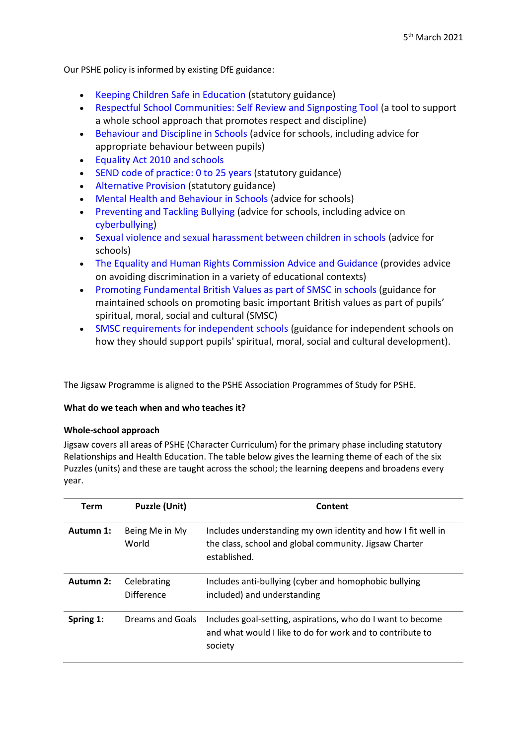5th March 2021

Our PSHE policy is informed by existing DfE guidance:

- Keeping Children Safe in Education (statutory guidance)
- Respectful School Communities: Self Review and Signposting Tool (a tool to support a whole school approach that promotes respect and discipline)
- Behaviour and Discipline in Schools (advice for schools, including advice for appropriate behaviour between pupils)
- Equality Act 2010 and schools
- SEND code of practice: 0 to 25 years (statutory guidance)
- Alternative Provision (statutory guidance)
- Mental Health and Behaviour in Schools (advice for schools)
- Preventing and Tackling Bullying (advice for schools, including advice on cyberbullying)
- Sexual violence and sexual harassment between children in schools (advice for schools)
- The Equality and Human Rights Commission Advice and Guidance (provides advice on avoiding discrimination in a variety of educational contexts)
- Promoting Fundamental British Values as part of SMSC in schools (guidance for maintained schools on promoting basic important British values as part of pupils' spiritual, moral, social and cultural (SMSC)
- SMSC requirements for independent schools (guidance for independent schools on how they should support pupils' spiritual, moral, social and cultural development).

The Jigsaw Programme is aligned to the PSHE Association Programmes of Study for PSHE.

**What do we teach when and who teaches it?**

**Whole-school approach**

Jigsaw covers all areas of PSHE (Character Curriculum) for the primary phase including statutory Relationships and Health Education. The table below gives the learning theme of each of the six Puzzles (units) and these are taught across the school; the learning deepens and broadens every year.

| Term | Puzzle (Unit) | Content |
|---|---|---|
| **Autumn 1:** | Being Me in My World | Includes understanding my own identity and how I fit well in the class, school and global community. Jigsaw Charter established. |
| **Autumn 2:** | Celebrating Difference | Includes anti-bullying (cyber and homophobic bullying included) and understanding |
| **Spring 1:** | Dreams and Goals | Includes goal-setting, aspirations, who do I want to become and what would I like to do for work and to contribute to society |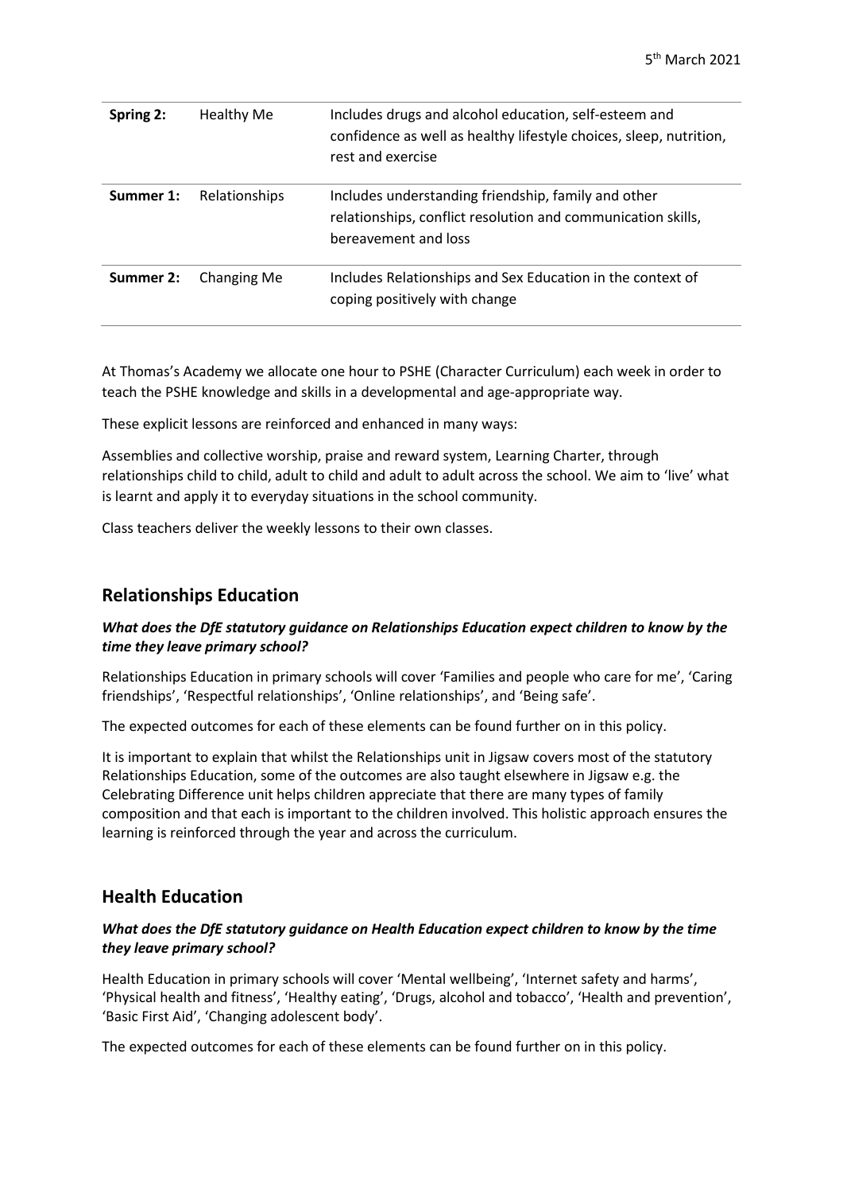| Spring 2: | Healthy Me | Includes drugs and alcohol education, self-esteem and confidence as well as healthy lifestyle choices, sleep, nutrition, rest and exercise |
|---|---|---|
| **Summer 1:** | Relationships | Includes understanding friendship, family and other relationships, conflict resolution and communication skills, bereavement and loss |
| **Summer 2:** | Changing Me | Includes Relationships and Sex Education in the context of coping positively with change |

At Thomas's Academy we allocate one hour to PSHE (Character Curriculum) each week in order to teach the PSHE knowledge and skills in a developmental and age-appropriate way.

These explicit lessons are reinforced and enhanced in many ways:

Assemblies and collective worship, praise and reward system, Learning Charter, through relationships child to child, adult to child and adult to adult across the school. We aim to 'live' what is learnt and apply it to everyday situations in the school community.

Class teachers deliver the weekly lessons to their own classes.

## Relationships Education

***What does the DfE statutory guidance on Relationships Education expect children to know by the time they leave primary school?***

Relationships Education in primary schools will cover 'Families and people who care for me', 'Caring friendships', 'Respectful relationships', 'Online relationships', and 'Being safe'.

The expected outcomes for each of these elements can be found further on in this policy.

It is important to explain that whilst the Relationships unit in Jigsaw covers most of the statutory Relationships Education, some of the outcomes are also taught elsewhere in Jigsaw e.g. the Celebrating Difference unit helps children appreciate that there are many types of family composition and that each is important to the children involved. This holistic approach ensures the learning is reinforced through the year and across the curriculum.

## Health Education

***What does the DfE statutory guidance on Health Education expect children to know by the time they leave primary school?***

Health Education in primary schools will cover 'Mental wellbeing', 'Internet safety and harms', 'Physical health and fitness', 'Healthy eating', 'Drugs, alcohol and tobacco', 'Health and prevention', 'Basic First Aid', 'Changing adolescent body'.

The expected outcomes for each of these elements can be found further on in this policy.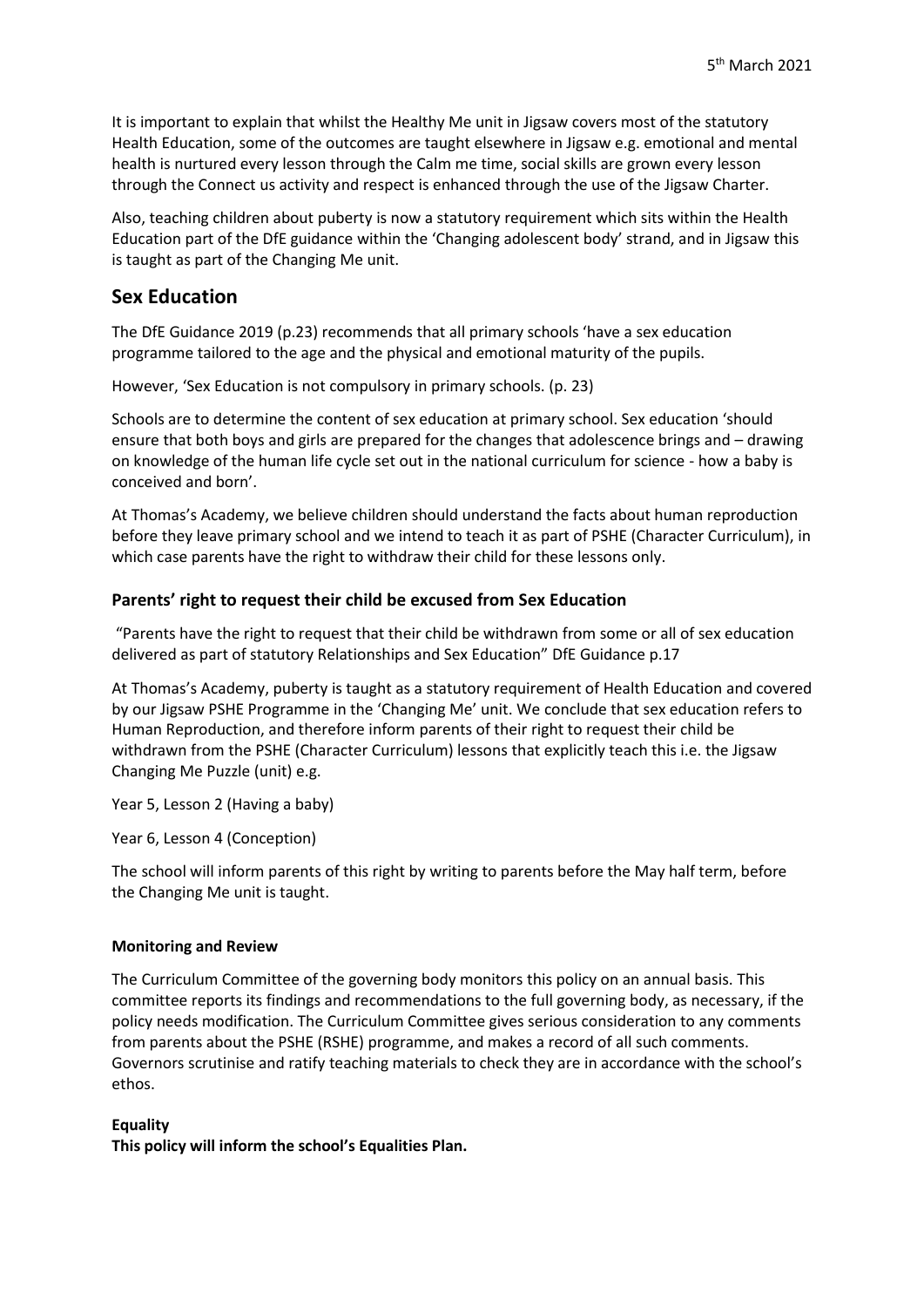It is important to explain that whilst the Healthy Me unit in Jigsaw covers most of the statutory Health Education, some of the outcomes are taught elsewhere in Jigsaw e.g. emotional and mental health is nurtured every lesson through the Calm me time, social skills are grown every lesson through the Connect us activity and respect is enhanced through the use of the Jigsaw Charter.

Also, teaching children about puberty is now a statutory requirement which sits within the Health Education part of the DfE guidance within the 'Changing adolescent body' strand, and in Jigsaw this is taught as part of the Changing Me unit.

## Sex Education

The DfE Guidance 2019 (p.23) recommends that all primary schools 'have a sex education programme tailored to the age and the physical and emotional maturity of the pupils.

However, 'Sex Education is not compulsory in primary schools. (p. 23)

Schools are to determine the content of sex education at primary school. Sex education 'should ensure that both boys and girls are prepared for the changes that adolescence brings and – drawing on knowledge of the human life cycle set out in the national curriculum for science - how a baby is conceived and born'.

At Thomas's Academy, we believe children should understand the facts about human reproduction before they leave primary school and we intend to teach it as part of PSHE (Character Curriculum), in which case parents have the right to withdraw their child for these lessons only.

### Parents' right to request their child be excused from Sex Education

"Parents have the right to request that their child be withdrawn from some or all of sex education delivered as part of statutory Relationships and Sex Education" DfE Guidance p.17

At Thomas's Academy, puberty is taught as a statutory requirement of Health Education and covered by our Jigsaw PSHE Programme in the 'Changing Me' unit. We conclude that sex education refers to Human Reproduction, and therefore inform parents of their right to request their child be withdrawn from the PSHE (Character Curriculum) lessons that explicitly teach this i.e. the Jigsaw Changing Me Puzzle (unit) e.g.

Year 5, Lesson 2 (Having a baby)

Year 6, Lesson 4 (Conception)

The school will inform parents of this right by writing to parents before the May half term, before the Changing Me unit is taught.

**Monitoring and Review**

The Curriculum Committee of the governing body monitors this policy on an annual basis. This committee reports its findings and recommendations to the full governing body, as necessary, if the policy needs modification. The Curriculum Committee gives serious consideration to any comments from parents about the PSHE (RSHE) programme, and makes a record of all such comments. Governors scrutinise and ratify teaching materials to check they are in accordance with the school's ethos.

**Equality**

**This policy will inform the school's Equalities Plan.**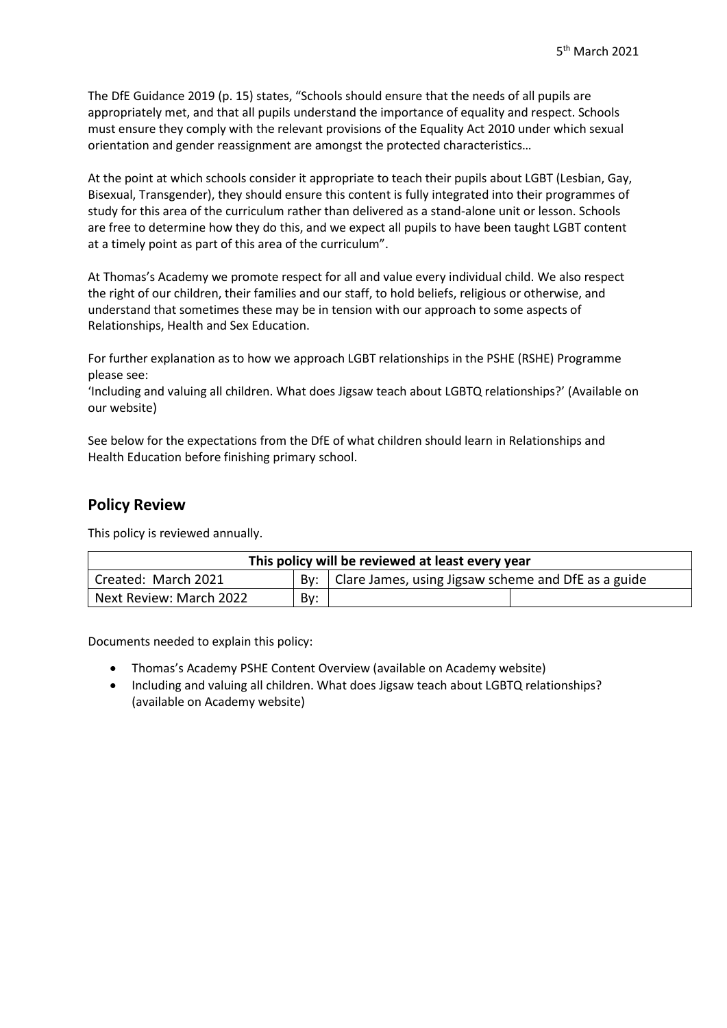5th March 2021

The DfE Guidance 2019 (p. 15) states, "Schools should ensure that the needs of all pupils are appropriately met, and that all pupils understand the importance of equality and respect. Schools must ensure they comply with the relevant provisions of the Equality Act 2010 under which sexual orientation and gender reassignment are amongst the protected characteristics…

At the point at which schools consider it appropriate to teach their pupils about LGBT (Lesbian, Gay, Bisexual, Transgender), they should ensure this content is fully integrated into their programmes of study for this area of the curriculum rather than delivered as a stand-alone unit or lesson. Schools are free to determine how they do this, and we expect all pupils to have been taught LGBT content at a timely point as part of this area of the curriculum".

At Thomas's Academy we promote respect for all and value every individual child. We also respect the right of our children, their families and our staff, to hold beliefs, religious or otherwise, and understand that sometimes these may be in tension with our approach to some aspects of Relationships, Health and Sex Education.

For further explanation as to how we approach LGBT relationships in the PSHE (RSHE) Programme please see:
'Including and valuing all children. What does Jigsaw teach about LGBTQ relationships?' (Available on our website)

See below for the expectations from the DfE of what children should learn in Relationships and Health Education before finishing primary school.

## Policy Review

This policy is reviewed annually.

| This policy will be reviewed at least every year | | | |
|---|---|---|---|
| Created: March 2021 | By: | Clare James, using Jigsaw scheme and DfE as a guide | |
| Next Review: March 2022 | By: | | |

Documents needed to explain this policy:

- Thomas's Academy PSHE Content Overview (available on Academy website)
- Including and valuing all children. What does Jigsaw teach about LGBTQ relationships? (available on Academy website)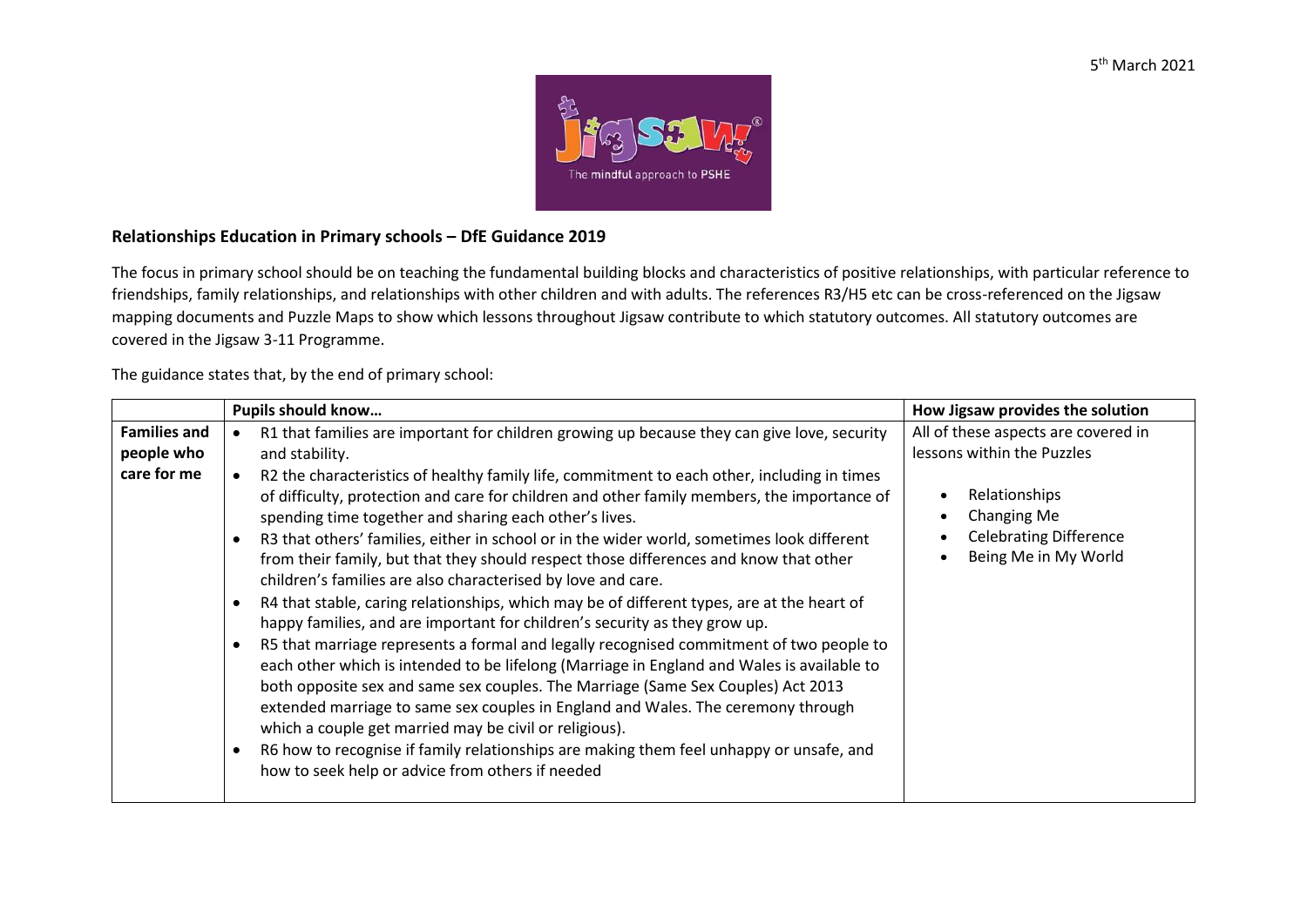5th March 2021

## Relationships Education in Primary schools – DfE Guidance 2019

The focus in primary school should be on teaching the fundamental building blocks and characteristics of positive relationships, with particular reference to friendships, family relationships, and relationships with other children and with adults. The references R3/H5 etc can be cross-referenced on the Jigsaw mapping documents and Puzzle Maps to show which lessons throughout Jigsaw contribute to which statutory outcomes. All statutory outcomes are covered in the Jigsaw 3-11 Programme.

The guidance states that, by the end of primary school:

| | Pupils should know… | How Jigsaw provides the solution |
|---|---|---|
| **Families and people who care for me** | • R1 that families are important for children growing up because they can give love, security and stability.<br>• R2 the characteristics of healthy family life, commitment to each other, including in times of difficulty, protection and care for children and other family members, the importance of spending time together and sharing each other's lives.<br>• R3 that others' families, either in school or in the wider world, sometimes look different from their family, but that they should respect those differences and know that other children's families are also characterised by love and care.<br>• R4 that stable, caring relationships, which may be of different types, are at the heart of happy families, and are important for children's security as they grow up.<br>• R5 that marriage represents a formal and legally recognised commitment of two people to each other which is intended to be lifelong (Marriage in England and Wales is available to both opposite sex and same sex couples. The Marriage (Same Sex Couples) Act 2013 extended marriage to same sex couples in England and Wales. The ceremony through which a couple get married may be civil or religious).<br>• R6 how to recognise if family relationships are making them feel unhappy or unsafe, and how to seek help or advice from others if needed | All of these aspects are covered in lessons within the Puzzles<br><br>• Relationships<br>• Changing Me<br>• Celebrating Difference<br>• Being Me in My World |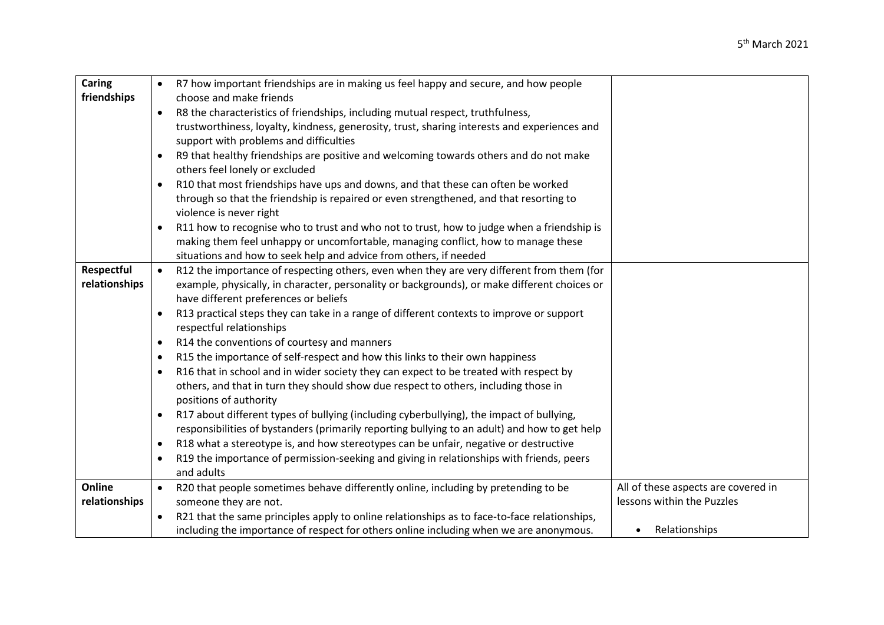| | | |
|---|---|---|
| **Caring friendships** | • R7 how important friendships are in making us feel happy and secure, and how people choose and make friends<br>• R8 the characteristics of friendships, including mutual respect, truthfulness, trustworthiness, loyalty, kindness, generosity, trust, sharing interests and experiences and support with problems and difficulties<br>• R9 that healthy friendships are positive and welcoming towards others and do not make others feel lonely or excluded<br>• R10 that most friendships have ups and downs, and that these can often be worked through so that the friendship is repaired or even strengthened, and that resorting to violence is never right<br>• R11 how to recognise who to trust and who not to trust, how to judge when a friendship is making them feel unhappy or uncomfortable, managing conflict, how to manage these situations and how to seek help and advice from others, if needed | |
| **Respectful relationships** | • R12 the importance of respecting others, even when they are very different from them (for example, physically, in character, personality or backgrounds), or make different choices or have different preferences or beliefs<br>• R13 practical steps they can take in a range of different contexts to improve or support respectful relationships<br>• R14 the conventions of courtesy and manners<br>• R15 the importance of self-respect and how this links to their own happiness<br>• R16 that in school and in wider society they can expect to be treated with respect by others, and that in turn they should show due respect to others, including those in positions of authority<br>• R17 about different types of bullying (including cyberbullying), the impact of bullying, responsibilities of bystanders (primarily reporting bullying to an adult) and how to get help<br>• R18 what a stereotype is, and how stereotypes can be unfair, negative or destructive<br>• R19 the importance of permission-seeking and giving in relationships with friends, peers and adults | |
| **Online relationships** | • R20 that people sometimes behave differently online, including by pretending to be someone they are not.<br>• R21 that the same principles apply to online relationships as to face-to-face relationships, including the importance of respect for others online including when we are anonymous. | All of these aspects are covered in lessons within the Puzzles<br><br>• Relationships |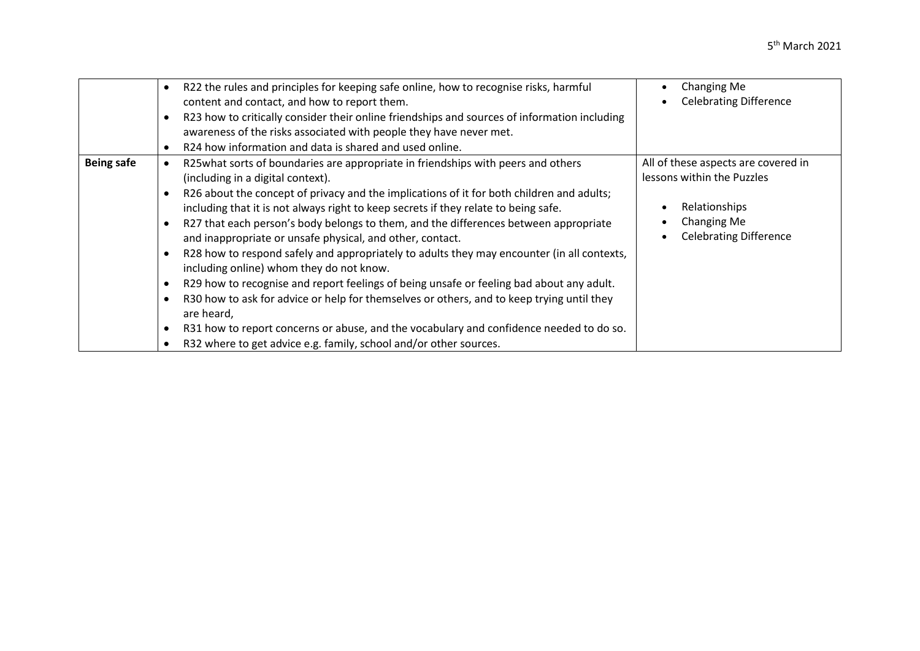| | | |
|---|---|---|
| | • R22 the rules and principles for keeping safe online, how to recognise risks, harmful content and contact, and how to report them.<br>• R23 how to critically consider their online friendships and sources of information including awareness of the risks associated with people they have never met.<br>• R24 how information and data is shared and used online. | • Changing Me<br>• Celebrating Difference |
| **Being safe** | • R25what sorts of boundaries are appropriate in friendships with peers and others (including in a digital context).<br>• R26 about the concept of privacy and the implications of it for both children and adults; including that it is not always right to keep secrets if they relate to being safe.<br>• R27 that each person's body belongs to them, and the differences between appropriate and inappropriate or unsafe physical, and other, contact.<br>• R28 how to respond safely and appropriately to adults they may encounter (in all contexts, including online) whom they do not know.<br>• R29 how to recognise and report feelings of being unsafe or feeling bad about any adult.<br>• R30 how to ask for advice or help for themselves or others, and to keep trying until they are heard,<br>• R31 how to report concerns or abuse, and the vocabulary and confidence needed to do so.<br>• R32 where to get advice e.g. family, school and/or other sources. | All of these aspects are covered in lessons within the Puzzles<br><br>• Relationships<br>• Changing Me<br>• Celebrating Difference |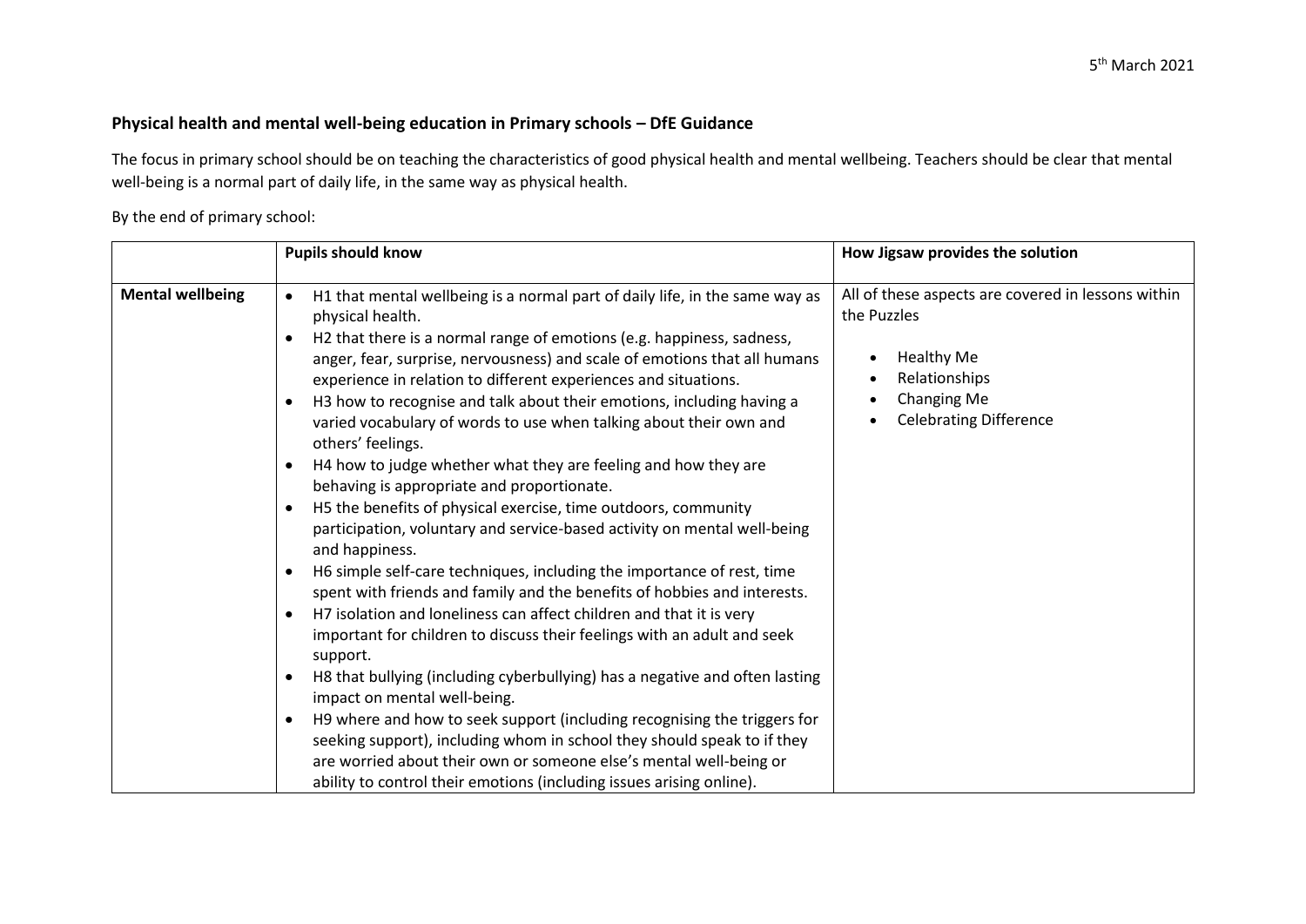5th March 2021

**Physical health and mental well-being education in Primary schools – DfE Guidance**

The focus in primary school should be on teaching the characteristics of good physical health and mental wellbeing. Teachers should be clear that mental well-being is a normal part of daily life, in the same way as physical health.

By the end of primary school:

| | **Pupils should know** | **How Jigsaw provides the solution** |
|---|---|---|
| **Mental wellbeing** | • H1 that mental wellbeing is a normal part of daily life, in the same way as physical health.<br>• H2 that there is a normal range of emotions (e.g. happiness, sadness, anger, fear, surprise, nervousness) and scale of emotions that all humans experience in relation to different experiences and situations.<br>• H3 how to recognise and talk about their emotions, including having a varied vocabulary of words to use when talking about their own and others' feelings.<br>• H4 how to judge whether what they are feeling and how they are behaving is appropriate and proportionate.<br>• H5 the benefits of physical exercise, time outdoors, community participation, voluntary and service-based activity on mental well-being and happiness.<br>• H6 simple self-care techniques, including the importance of rest, time spent with friends and family and the benefits of hobbies and interests.<br>• H7 isolation and loneliness can affect children and that it is very important for children to discuss their feelings with an adult and seek support.<br>• H8 that bullying (including cyberbullying) has a negative and often lasting impact on mental well-being.<br>• H9 where and how to seek support (including recognising the triggers for seeking support), including whom in school they should speak to if they are worried about their own or someone else's mental well-being or ability to control their emotions (including issues arising online). | All of these aspects are covered in lessons within the Puzzles<br>• Healthy Me<br>• Relationships<br>• Changing Me<br>• Celebrating Difference |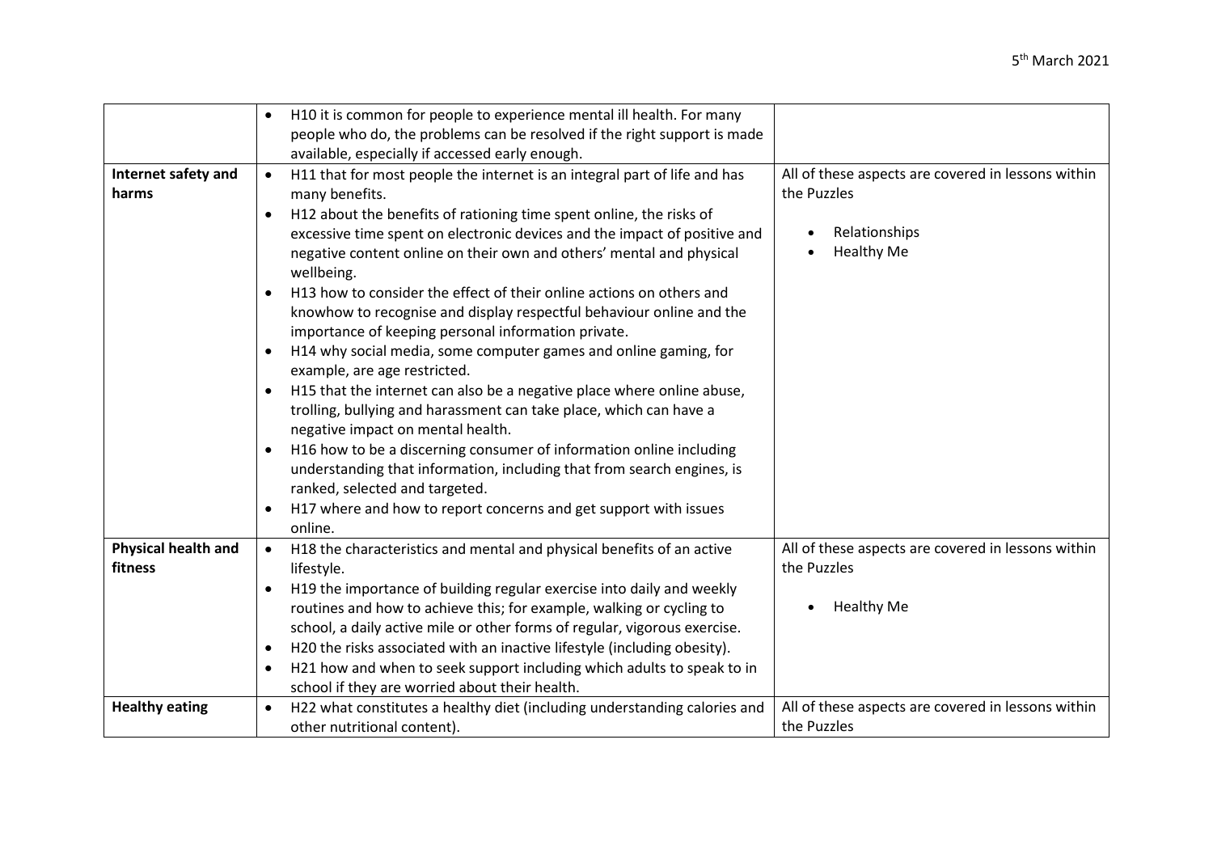| | | |
|---|---|---|
| | • H10 it is common for people to experience mental ill health. For many people who do, the problems can be resolved if the right support is made available, especially if accessed early enough. | |
| **Internet safety and harms** | • H11 that for most people the internet is an integral part of life and has many benefits.<br>• H12 about the benefits of rationing time spent online, the risks of excessive time spent on electronic devices and the impact of positive and negative content online on their own and others' mental and physical wellbeing.<br>• H13 how to consider the effect of their online actions on others and knowhow to recognise and display respectful behaviour online and the importance of keeping personal information private.<br>• H14 why social media, some computer games and online gaming, for example, are age restricted.<br>• H15 that the internet can also be a negative place where online abuse, trolling, bullying and harassment can take place, which can have a negative impact on mental health.<br>• H16 how to be a discerning consumer of information online including understanding that information, including that from search engines, is ranked, selected and targeted.<br>• H17 where and how to report concerns and get support with issues online. | All of these aspects are covered in lessons within the Puzzles<br><br>• Relationships<br>• Healthy Me |
| **Physical health and fitness** | • H18 the characteristics and mental and physical benefits of an active lifestyle.<br>• H19 the importance of building regular exercise into daily and weekly routines and how to achieve this; for example, walking or cycling to school, a daily active mile or other forms of regular, vigorous exercise.<br>• H20 the risks associated with an inactive lifestyle (including obesity).<br>• H21 how and when to seek support including which adults to speak to in school if they are worried about their health. | All of these aspects are covered in lessons within the Puzzles<br><br>• Healthy Me |
| **Healthy eating** | • H22 what constitutes a healthy diet (including understanding calories and other nutritional content). | All of these aspects are covered in lessons within the Puzzles |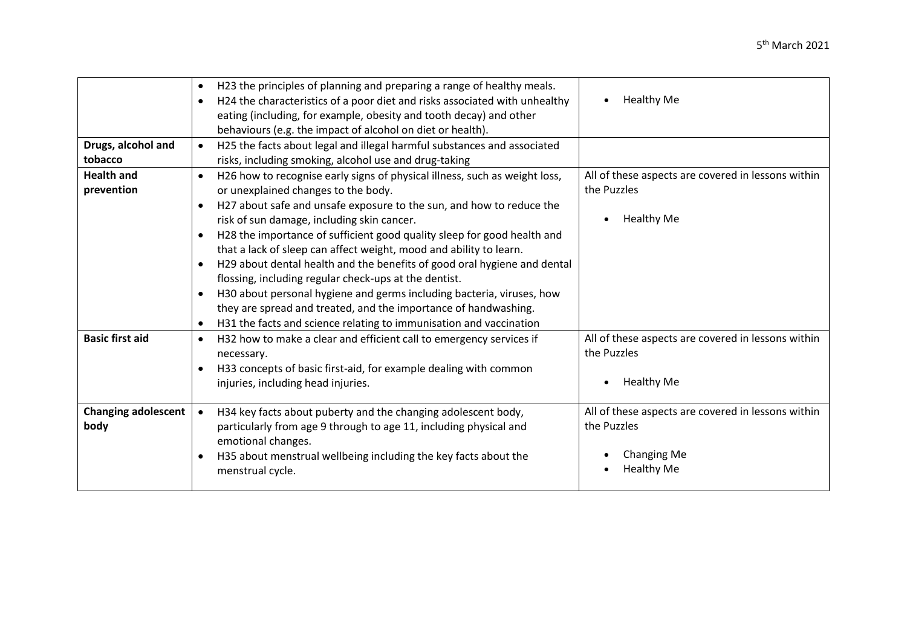| | | |
|---|---|---|
| | • H23 the principles of planning and preparing a range of healthy meals.<br>• H24 the characteristics of a poor diet and risks associated with unhealthy eating (including, for example, obesity and tooth decay) and other behaviours (e.g. the impact of alcohol on diet or health). | • Healthy Me |
| **Drugs, alcohol and tobacco** | • H25 the facts about legal and illegal harmful substances and associated risks, including smoking, alcohol use and drug-taking | |
| **Health and prevention** | • H26 how to recognise early signs of physical illness, such as weight loss, or unexplained changes to the body.<br>• H27 about safe and unsafe exposure to the sun, and how to reduce the risk of sun damage, including skin cancer.<br>• H28 the importance of sufficient good quality sleep for good health and that a lack of sleep can affect weight, mood and ability to learn.<br>• H29 about dental health and the benefits of good oral hygiene and dental flossing, including regular check-ups at the dentist.<br>• H30 about personal hygiene and germs including bacteria, viruses, how they are spread and treated, and the importance of handwashing.<br>• H31 the facts and science relating to immunisation and vaccination | All of these aspects are covered in lessons within the Puzzles<br><br>• Healthy Me |
| **Basic first aid** | • H32 how to make a clear and efficient call to emergency services if necessary.<br>• H33 concepts of basic first-aid, for example dealing with common injuries, including head injuries. | All of these aspects are covered in lessons within the Puzzles<br><br>• Healthy Me |
| **Changing adolescent body** | • H34 key facts about puberty and the changing adolescent body, particularly from age 9 through to age 11, including physical and emotional changes.<br>• H35 about menstrual wellbeing including the key facts about the menstrual cycle. | All of these aspects are covered in lessons within the Puzzles<br><br>• Changing Me<br>• Healthy Me |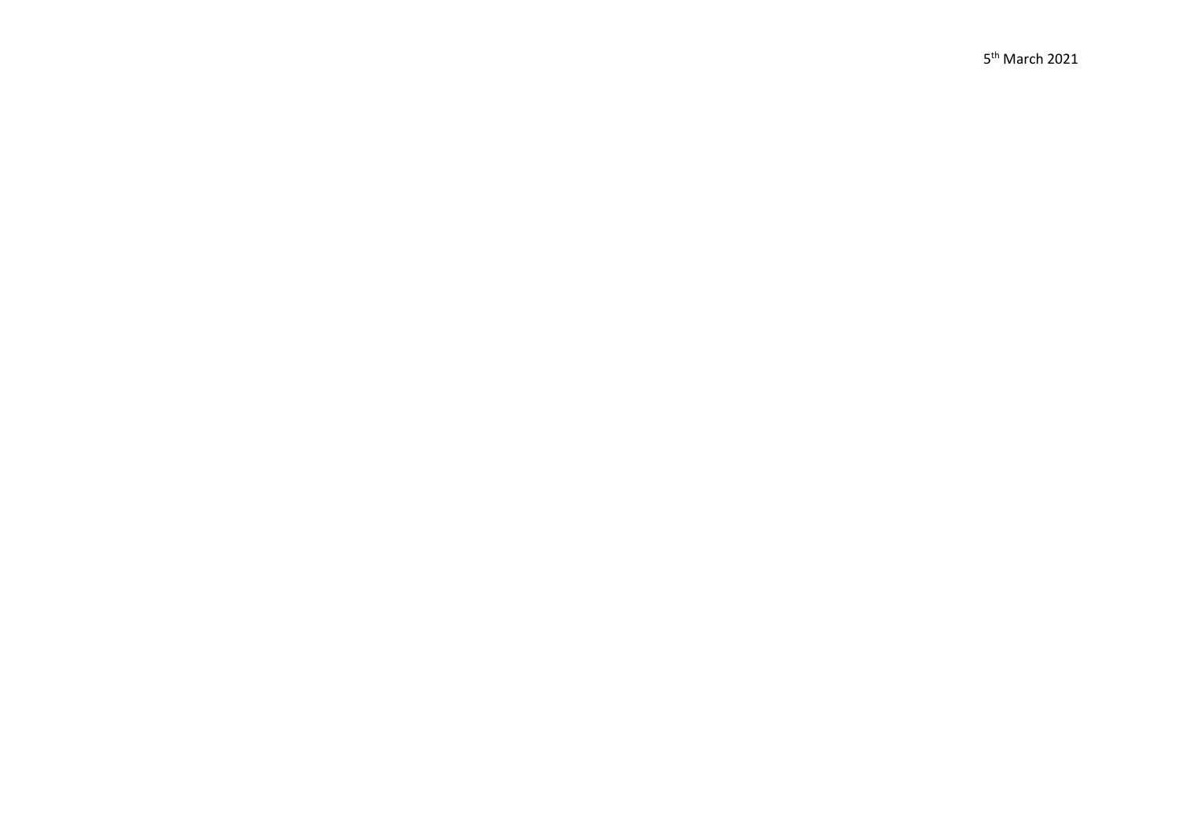5th March 2021